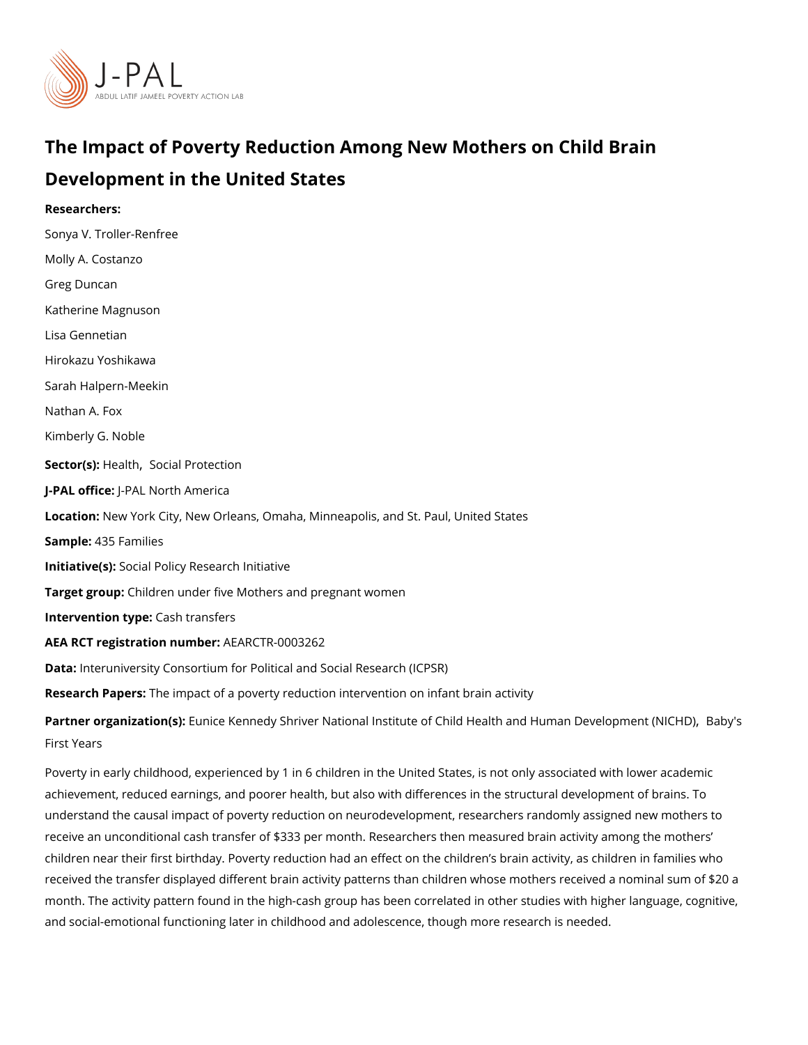# The Impact of Poverty Reduction Among New Mothers on Child Brain Development in the United States

**Researchers:**

Sonya V. Troller-Renfree

Molly A. Costanzo

Greg Duncan

Katherine Magnuson

Lisa Gennetian

Hirokazu Yoshikawa

Sarah Halpern-Meekin

Nathan A. Fox

Kimberly G. Noble

**Sector(s):** Health, Social Protection

**J-PAL office:** J-PAL North America

**Location:** New York City, New Orleans, Omaha, Minneapolis, and St. Paul, United States

**Sample:** 435 Families

**Initiative(s):** Social Policy Research Initiative

**Target group:** Children under five Mothers and pregnant women

**Intervention type:** Cash transfers

**AEA RCT registration number:** AEARCTR-0003262

**Data:** Interuniversity Consortium for Political and Social Research (ICPSR)

**Research Papers:** The impact of a poverty reduction intervention on infant brain activity

**Partner organization(s):** Eunice Kennedy Shriver National Institute of Child Health and Human Development (NICHD), Baby's First Years

Poverty in early childhood, experienced by 1 in 6 children in the United States, is not only associated with lower academic achievement, reduced earnings, and poorer health, but also with differences in the structural development of brains. To understand the causal impact of poverty reduction on neurodevelopment, researchers randomly assigned new mothers to receive an unconditional cash transfer of $333 per month. Researchers then measured brain activity among the mothers' children near their first birthday. Poverty reduction had an effect on the children's brain activity, as children in families who received the transfer displayed different brain activity patterns than children whose mothers received a nominal sum of $20 a month. The activity pattern found in the high-cash group has been correlated in other studies with higher language, cognitive, and social-emotional functioning later in childhood and adolescence, though more research is needed.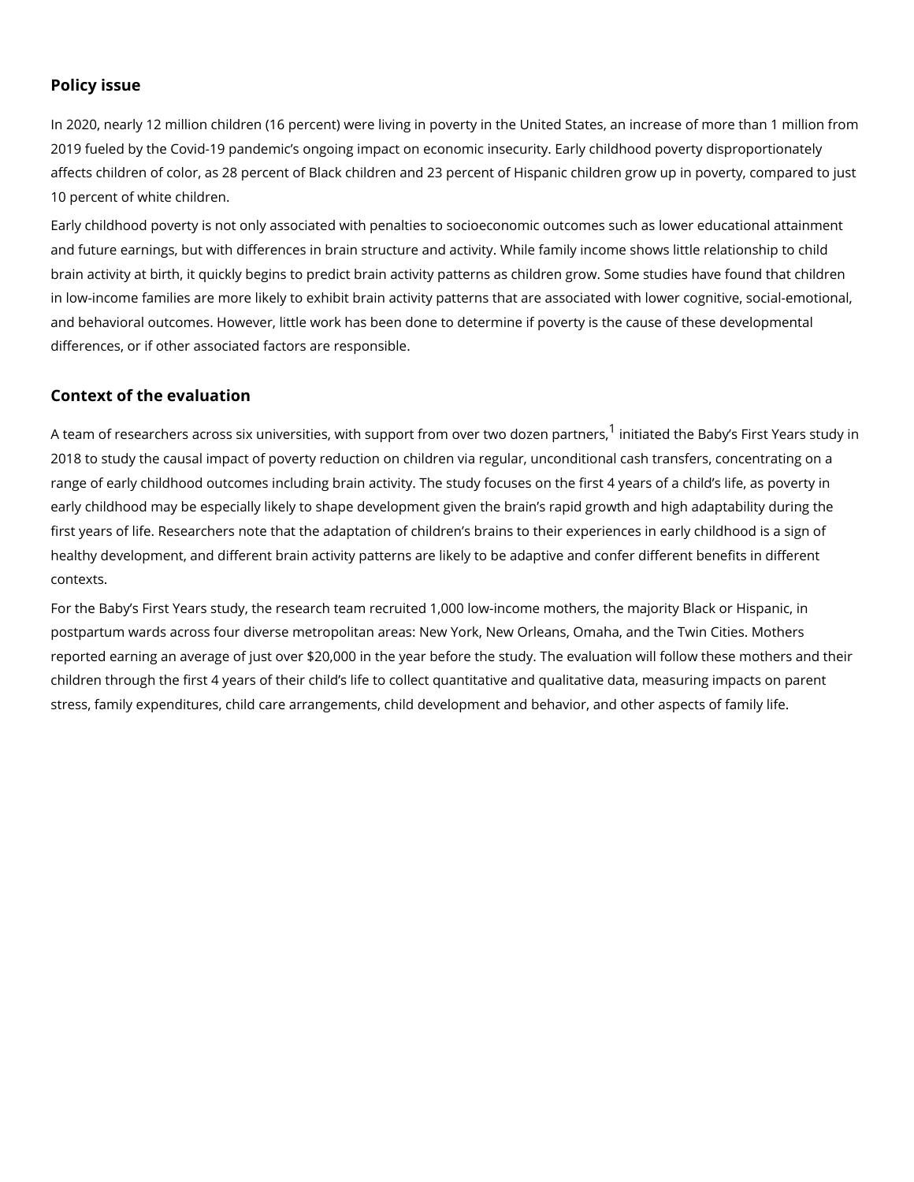## Policy issue

In 2020, nearly 12 million children (16 percent) were living in poverty in the United States, an increase of more than 1 million from 2019 fueled by the Covid-19 pandemic's ongoing impact on economic insecurity. Early childhood poverty disproportionately affects children of color, as 28 percent of Black children and 23 percent of Hispanic children grow up in poverty, compared to just 10 percent of white children.

Early childhood poverty is not only associated with penalties to socioeconomic outcomes such as lower educational attainment and future earnings, but with differences in brain structure and activity. While family income shows little relationship to child brain activity at birth, it quickly begins to predict brain activity patterns as children grow. Some studies have found that children in low-income families are more likely to exhibit brain activity patterns that are associated with lower cognitive, social-emotional, and behavioral outcomes. However, little work has been done to determine if poverty is the cause of these developmental differences, or if other associated factors are responsible.

## Context of the evaluation

A team of researchers across six universities, with support from over two dozen partners,[1] initiated the Baby's First Years study in 2018 to study the causal impact of poverty reduction on children via regular, unconditional cash transfers, concentrating on a range of early childhood outcomes including brain activity. The study focuses on the first 4 years of a child's life, as poverty in early childhood may be especially likely to shape development given the brain's rapid growth and high adaptability during the first years of life. Researchers note that the adaptation of children's brains to their experiences in early childhood is a sign of healthy development, and different brain activity patterns are likely to be adaptive and confer different benefits in different contexts.

For the Baby's First Years study, the research team recruited 1,000 low-income mothers, the majority Black or Hispanic, in postpartum wards across four diverse metropolitan areas: New York, New Orleans, Omaha, and the Twin Cities. Mothers reported earning an average of just over $20,000 in the year before the study. The evaluation will follow these mothers and their children through the first 4 years of their child's life to collect quantitative and qualitative data, measuring impacts on parent stress, family expenditures, child care arrangements, child development and behavior, and other aspects of family life.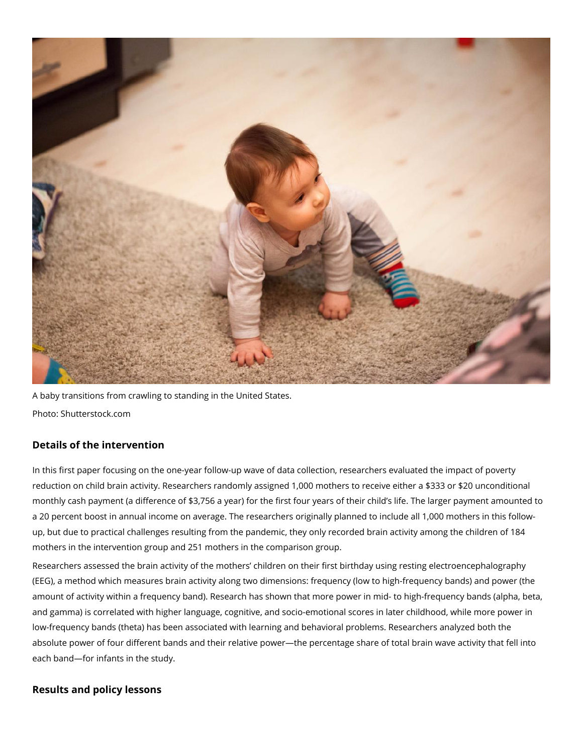A baby transitions from crawling to standing in the United States.

Photo: Shutterstock.com

### Details of the intervention

In this first paper focusing on the one-year follow-up wave of data collection, researchers evaluated the impact of poverty reduction on child brain activity. Researchers randomly assigned 1,000 mothers to receive either a $333 or $20 unconditional monthly cash payment (a difference of $3,756 a year) for the first four years of their child's life. The larger payment amounted to a 20 percent boost in annual income on average. The researchers originally planned to include all 1,000 mothers in this follow-up, but due to practical challenges resulting from the pandemic, they only recorded brain activity among the children of 184 mothers in the intervention group and 251 mothers in the comparison group.

Researchers assessed the brain activity of the mothers' children on their first birthday using resting electroencephalography (EEG), a method which measures brain activity along two dimensions: frequency (low to high-frequency bands) and power (the amount of activity within a frequency band). Research has shown that more power in mid- to high-frequency bands (alpha, beta, and gamma) is correlated with higher language, cognitive, and socio-emotional scores in later childhood, while more power in low-frequency bands (theta) has been associated with learning and behavioral problems. Researchers analyzed both the absolute power of four different bands and their relative power—the percentage share of total brain wave activity that fell into each band—for infants in the study.

### Results and policy lessons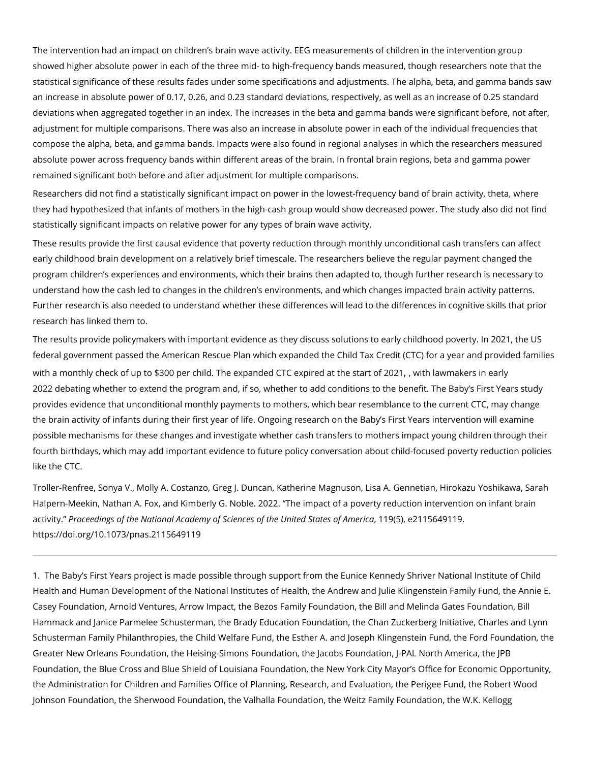The intervention had an impact on children's brain wave activity. EEG measurements of children in the intervention group showed higher absolute power in each of the three mid- to high-frequency bands measured, though researchers note that the statistical significance of these results fades under some specifications and adjustments. The alpha, beta, and gamma bands saw an increase in absolute power of 0.17, 0.26, and 0.23 standard deviations, respectively, as well as an increase of 0.25 standard deviations when aggregated together in an index. The increases in the beta and gamma bands were significant before, not after, adjustment for multiple comparisons. There was also an increase in absolute power in each of the individual frequencies that compose the alpha, beta, and gamma bands. Impacts were also found in regional analyses in which the researchers measured absolute power across frequency bands within different areas of the brain. In frontal brain regions, beta and gamma power remained significant both before and after adjustment for multiple comparisons.

Researchers did not find a statistically significant impact on power in the lowest-frequency band of brain activity, theta, where they had hypothesized that infants of mothers in the high-cash group would show decreased power. The study also did not find statistically significant impacts on relative power for any types of brain wave activity.

These results provide the first causal evidence that poverty reduction through monthly unconditional cash transfers can affect early childhood brain development on a relatively brief timescale. The researchers believe the regular payment changed the program children's experiences and environments, which their brains then adapted to, though further research is necessary to understand how the cash led to changes in the children's environments, and which changes impacted brain activity patterns. Further research is also needed to understand whether these differences will lead to the differences in cognitive skills that prior research has linked them to.

The results provide policymakers with important evidence as they discuss solutions to early childhood poverty. In 2021, the US federal government passed the American Rescue Plan which expanded the Child Tax Credit (CTC) for a year and provided families with a monthly check of up to $300 per child. The expanded CTC expired at the start of 2021, , with lawmakers in early 2022 debating whether to extend the program and, if so, whether to add conditions to the benefit. The Baby's First Years study provides evidence that unconditional monthly payments to mothers, which bear resemblance to the current CTC, may change the brain activity of infants during their first year of life. Ongoing research on the Baby's First Years intervention will examine possible mechanisms for these changes and investigate whether cash transfers to mothers impact young children through their fourth birthdays, which may add important evidence to future policy conversation about child-focused poverty reduction policies like the CTC.

Troller-Renfree, Sonya V., Molly A. Costanzo, Greg J. Duncan, Katherine Magnuson, Lisa A. Gennetian, Hirokazu Yoshikawa, Sarah Halpern-Meekin, Nathan A. Fox, and Kimberly G. Noble. 2022. "The impact of a poverty reduction intervention on infant brain activity." *Proceedings of the National Academy of Sciences of the United States of America*, 119(5), e2115649119. https://doi.org/10.1073/pnas.2115649119

---

1. The Baby's First Years project is made possible through support from the Eunice Kennedy Shriver National Institute of Child Health and Human Development of the National Institutes of Health, the Andrew and Julie Klingenstein Family Fund, the Annie E. Casey Foundation, Arnold Ventures, Arrow Impact, the Bezos Family Foundation, the Bill and Melinda Gates Foundation, Bill Hammack and Janice Parmelee Schusterman, the Brady Education Foundation, the Chan Zuckerberg Initiative, Charles and Lynn Schusterman Family Philanthropies, the Child Welfare Fund, the Esther A. and Joseph Klingenstein Fund, the Ford Foundation, the Greater New Orleans Foundation, the Heising-Simons Foundation, the Jacobs Foundation, J-PAL North America, the JPB Foundation, the Blue Cross and Blue Shield of Louisiana Foundation, the New York City Mayor's Office for Economic Opportunity, the Administration for Children and Families Office of Planning, Research, and Evaluation, the Perigee Fund, the Robert Wood Johnson Foundation, the Sherwood Foundation, the Valhalla Foundation, the Weitz Family Foundation, the W.K. Kellogg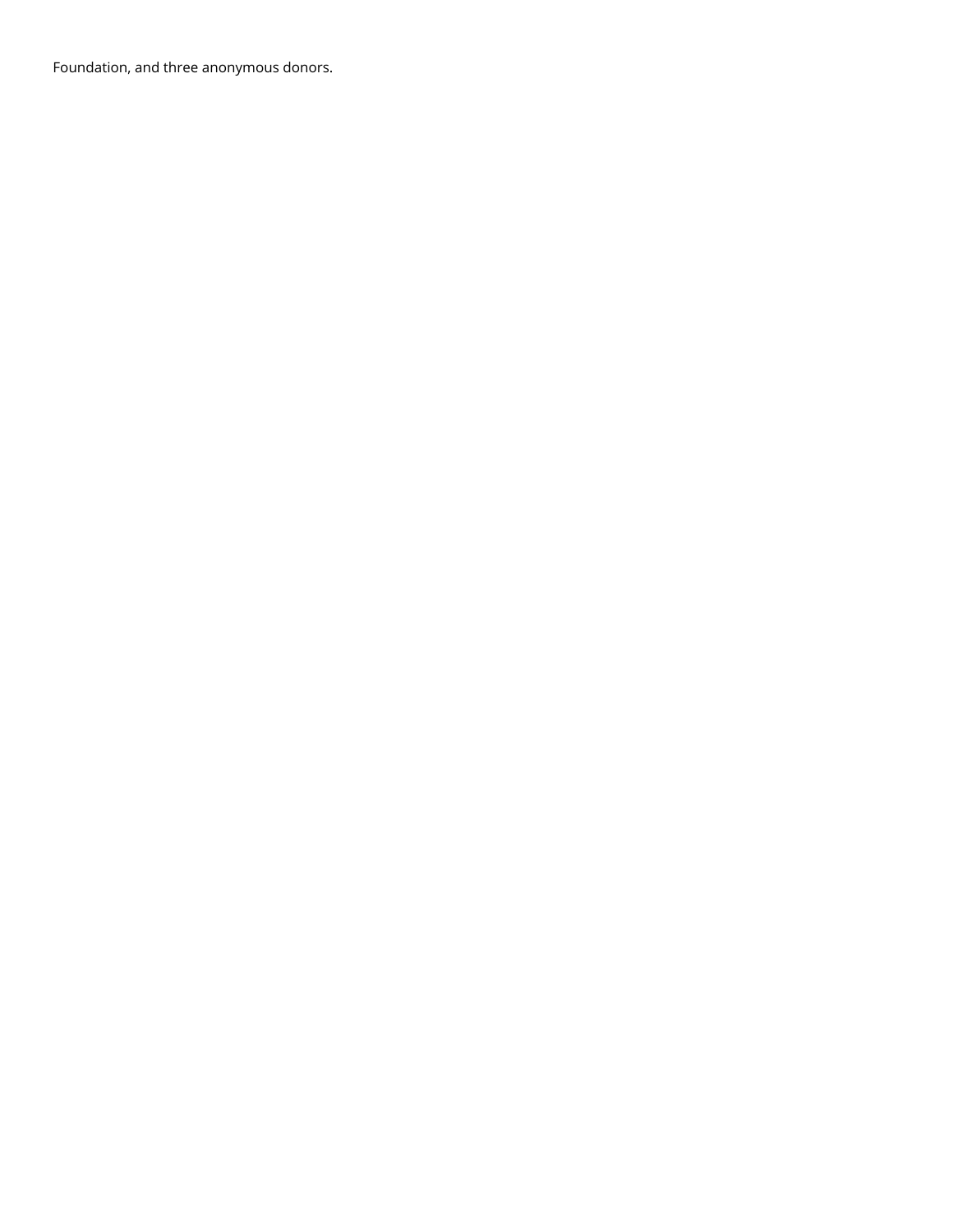Foundation, and three anonymous donors.